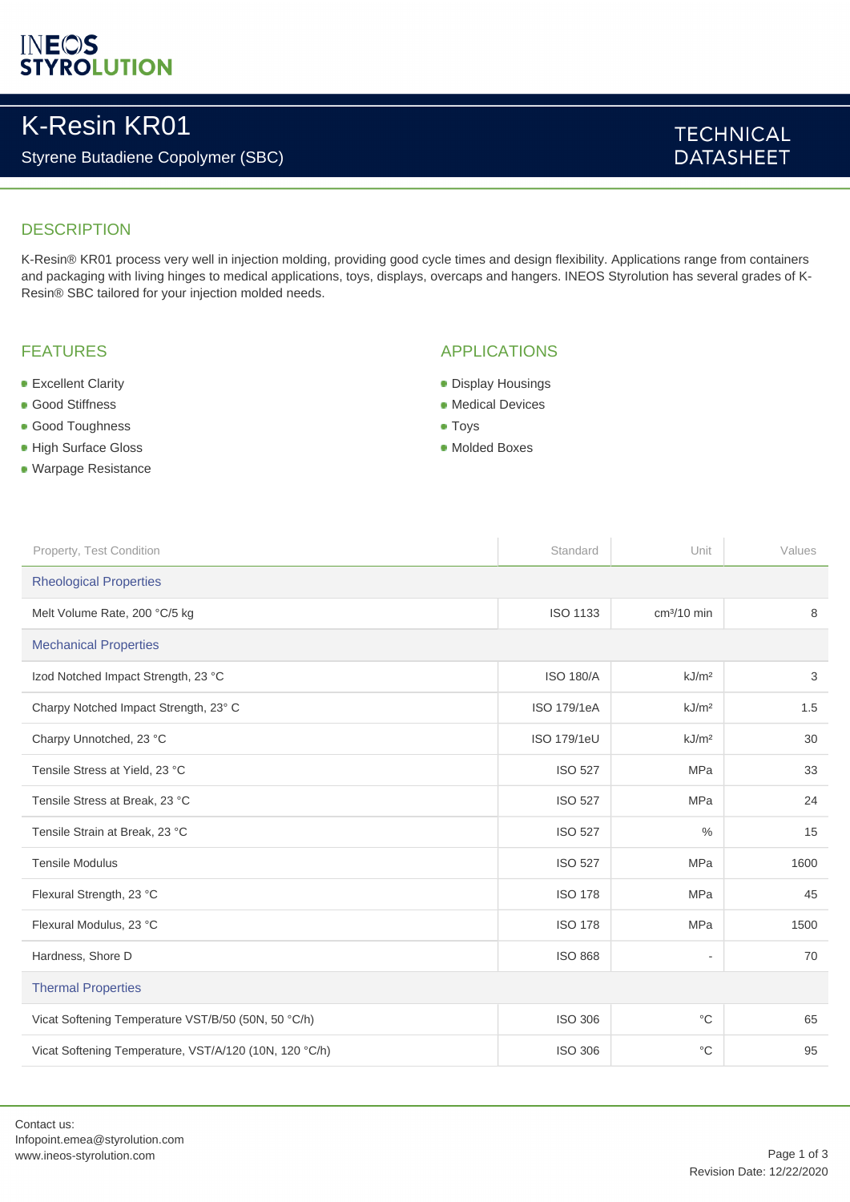INEOS STYROLUTION

# K-Resin KR01

Styrene Butadiene Copolymer (SBC)

TECHNICAL DATASHEET

## DESCRIPTION

K-Resin® KR01 process very well in injection molding, providing good cycle times and design flexibility. Applications range from containers and packaging with living hinges to medical applications, toys, displays, overcaps and hangers. INEOS Styrolution has several grades of K-Resin® SBC tailored for your injection molded needs.

## FEATURES

- Excellent Clarity
- Good Stiffness
- Good Toughness
- High Surface Gloss
- Warpage Resistance

## APPLICATIONS

- Display Housings
- Medical Devices
- Toys
- Molded Boxes

| Property, Test Condition | Standard | Unit | Values |
|---|---|---|---|
| **Rheological Properties** | | | |
| Melt Volume Rate, 200 °C/5 kg | ISO 1133 | cm³/10 min | 8 |
| **Mechanical Properties** | | | |
| Izod Notched Impact Strength, 23 °C | ISO 180/A | kJ/m² | 3 |
| Charpy Notched Impact Strength, 23° C | ISO 179/1eA | kJ/m² | 1.5 |
| Charpy Unnotched, 23 °C | ISO 179/1eU | kJ/m² | 30 |
| Tensile Stress at Yield, 23 °C | ISO 527 | MPa | 33 |
| Tensile Stress at Break, 23 °C | ISO 527 | MPa | 24 |
| Tensile Strain at Break, 23 °C | ISO 527 | % | 15 |
| Tensile Modulus | ISO 527 | MPa | 1600 |
| Flexural Strength, 23 °C | ISO 178 | MPa | 45 |
| Flexural Modulus, 23 °C | ISO 178 | MPa | 1500 |
| Hardness, Shore D | ISO 868 | - | 70 |
| **Thermal Properties** | | | |
| Vicat Softening Temperature VST/B/50 (50N, 50 °C/h) | ISO 306 | °C | 65 |
| Vicat Softening Temperature, VST/A/120 (10N, 120 °C/h) | ISO 306 | °C | 95 |

Contact us:
Infopoint.emea@styrolution.com
www.ineos-styrolution.com

Revision Date: 12/22/2020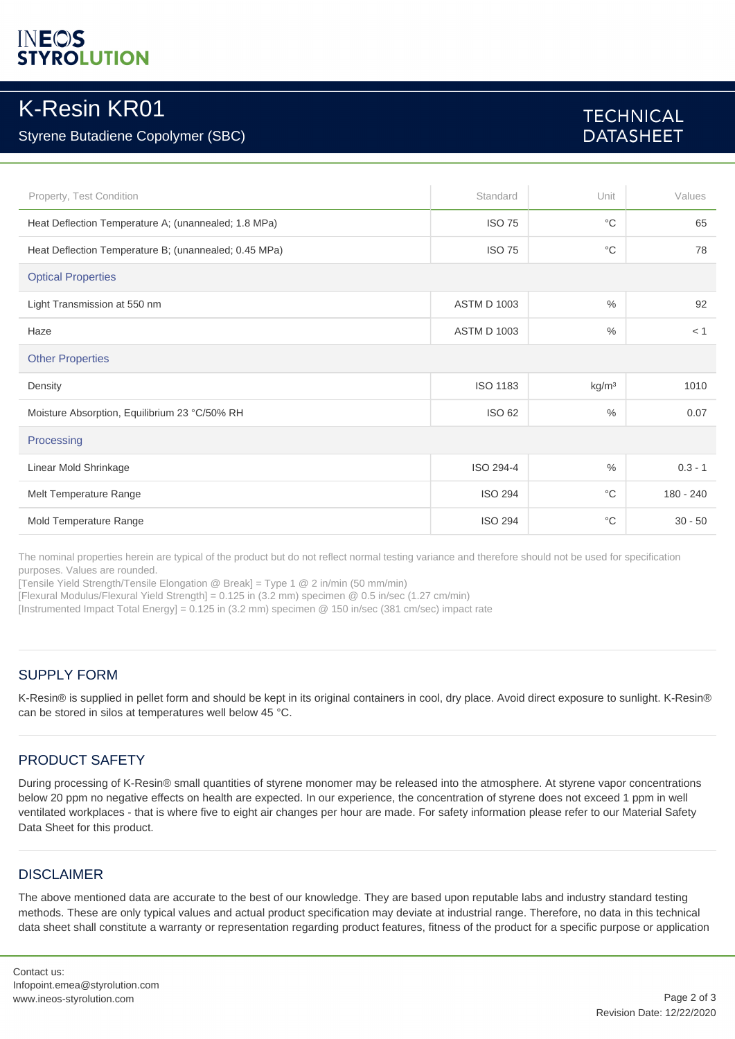# K-Resin KR01

Styrene Butadiene Copolymer (SBC)

TECHNICAL DATASHEET

| Property, Test Condition | Standard | Unit | Values |
|---|---|---|---|
| Heat Deflection Temperature A; (unannealed; 1.8 MPa) | ISO 75 | °C | 65 |
| Heat Deflection Temperature B; (unannealed; 0.45 MPa) | ISO 75 | °C | 78 |
| **Optical Properties** | | | |
| Light Transmission at 550 nm | ASTM D 1003 | % | 92 |
| Haze | ASTM D 1003 | % | < 1 |
| **Other Properties** | | | |
| Density | ISO 1183 | kg/m³ | 1010 |
| Moisture Absorption, Equilibrium 23 °C/50% RH | ISO 62 | % | 0.07 |
| **Processing** | | | |
| Linear Mold Shrinkage | ISO 294-4 | % | 0.3 - 1 |
| Melt Temperature Range | ISO 294 | °C | 180 - 240 |
| Mold Temperature Range | ISO 294 | °C | 30 - 50 |

The nominal properties herein are typical of the product but do not reflect normal testing variance and therefore should not be used for specification purposes. Values are rounded.
[Tensile Yield Strength/Tensile Elongation @ Break] = Type 1 @ 2 in/min (50 mm/min)
[Flexural Modulus/Flexural Yield Strength] = 0.125 in (3.2 mm) specimen @ 0.5 in/sec (1.27 cm/min)
[Instrumented Impact Total Energy] = 0.125 in (3.2 mm) specimen @ 150 in/sec (381 cm/sec) impact rate

## SUPPLY FORM

K-Resin® is supplied in pellet form and should be kept in its original containers in cool, dry place. Avoid direct exposure to sunlight. K-Resin® can be stored in silos at temperatures well below 45 °C.

## PRODUCT SAFETY

During processing of K-Resin® small quantities of styrene monomer may be released into the atmosphere. At styrene vapor concentrations below 20 ppm no negative effects on health are expected. In our experience, the concentration of styrene does not exceed 1 ppm in well ventilated workplaces - that is where five to eight air changes per hour are made. For safety information please refer to our Material Safety Data Sheet for this product.

## DISCLAIMER

The above mentioned data are accurate to the best of our knowledge. They are based upon reputable labs and industry standard testing methods. These are only typical values and actual product specification may deviate at industrial range. Therefore, no data in this technical data sheet shall constitute a warranty or representation regarding product features, fitness of the product for a specific purpose or application

Contact us:
Infopoint.emea@styrolution.com
www.ineos-styrolution.com

Revision Date: 12/22/2020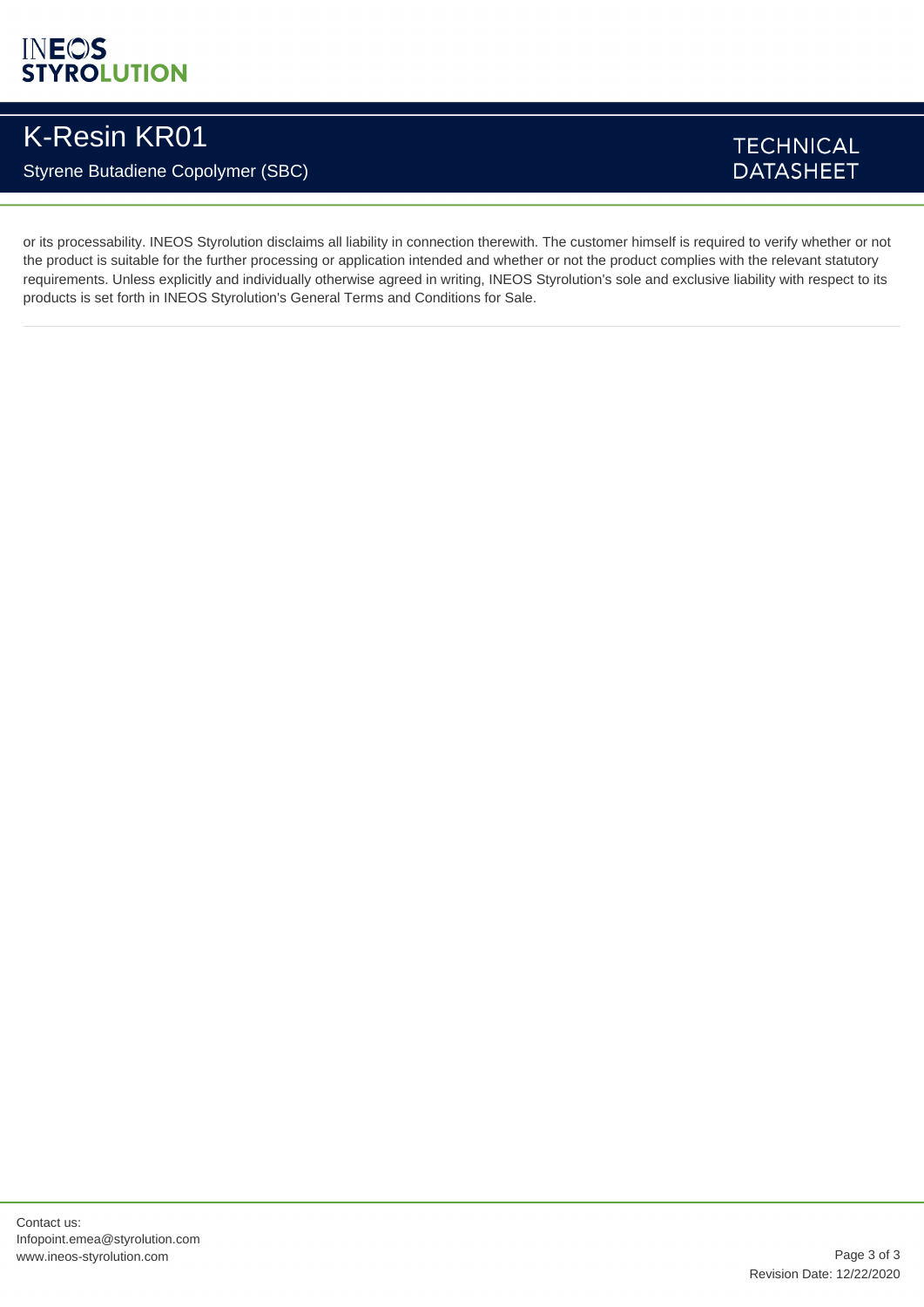or its processability. INEOS Styrolution disclaims all liability in connection therewith. The customer himself is required to verify whether or not the product is suitable for the further processing or application intended and whether or not the product complies with the relevant statutory requirements. Unless explicitly and individually otherwise agreed in writing, INEOS Styrolution's sole and exclusive liability with respect to its products is set forth in INEOS Styrolution's General Terms and Conditions for Sale.